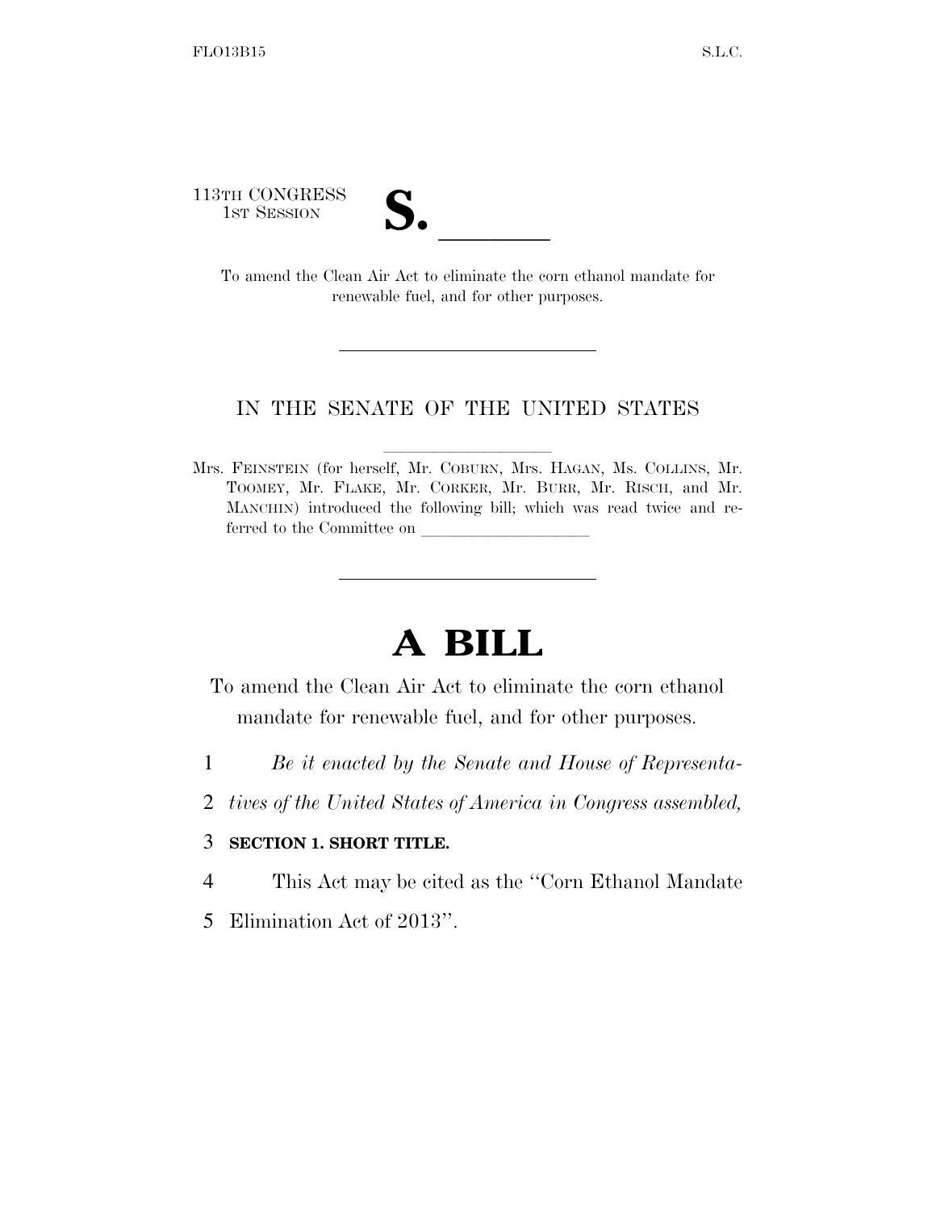113TH CONGRESS
1ST SESSION

# S. ______

To amend the Clean Air Act to eliminate the corn ethanol mandate for renewable fuel, and for other purposes.

---

IN THE SENATE OF THE UNITED STATES

Mrs. FEINSTEIN (for herself, Mr. COBURN, Mrs. HAGAN, Ms. COLLINS, Mr. TOOMEY, Mr. FLAKE, Mr. CORKER, Mr. BURR, Mr. RISCH, and Mr. MANCHIN) introduced the following bill; which was read twice and referred to the Committee on ____________________

---

# A BILL

To amend the Clean Air Act to eliminate the corn ethanol mandate for renewable fuel, and for other purposes.

1 *Be it enacted by the Senate and House of Representa-*
2 *tives of the United States of America in Congress assembled,*

3 **SECTION 1. SHORT TITLE.**

4 This Act may be cited as the ''Corn Ethanol Mandate
5 Elimination Act of 2013''.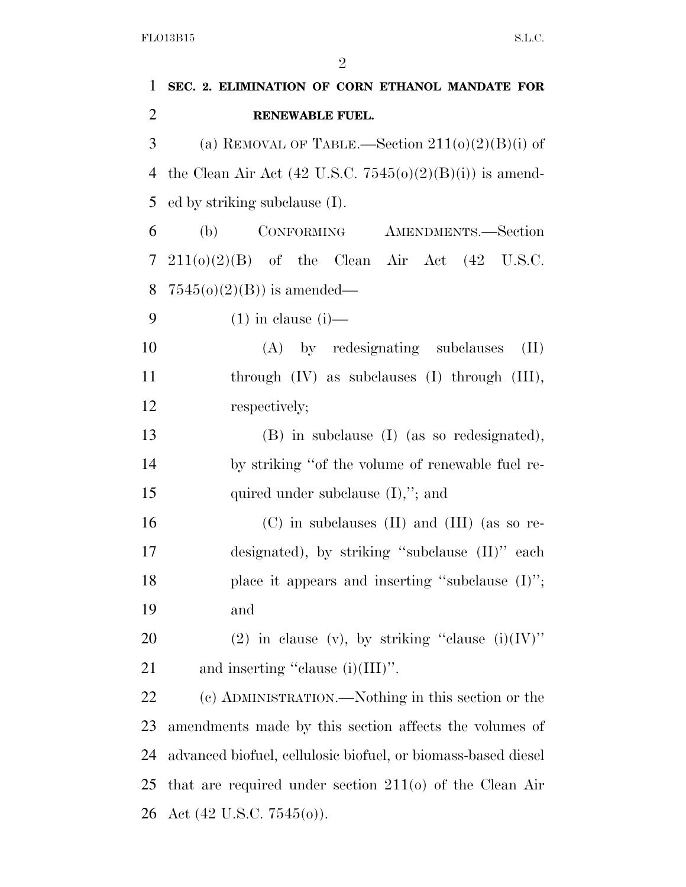**SEC. 2. ELIMINATION OF CORN ETHANOL MANDATE FOR RENEWABLE FUEL.**

(a) REMOVAL OF TABLE.—Section 211(o)(2)(B)(i) of the Clean Air Act (42 U.S.C. 7545(o)(2)(B)(i)) is amended by striking subclause (I).

(b) CONFORMING AMENDMENTS.—Section 211(o)(2)(B) of the Clean Air Act (42 U.S.C. 7545(o)(2)(B)) is amended—

(1) in clause (i)—

(A) by redesignating subclauses (II) through (IV) as subclauses (I) through (III), respectively;

(B) in subclause (I) (as so redesignated), by striking "of the volume of renewable fuel required under subclause (I),"; and

(C) in subclauses (II) and (III) (as so redesignated), by striking "subclause (II)" each place it appears and inserting "subclause (I)"; and

(2) in clause (v), by striking "clause (i)(IV)" and inserting "clause (i)(III)".

(c) ADMINISTRATION.—Nothing in this section or the amendments made by this section affects the volumes of advanced biofuel, cellulosic biofuel, or biomass-based diesel that are required under section 211(o) of the Clean Air Act (42 U.S.C. 7545(o)).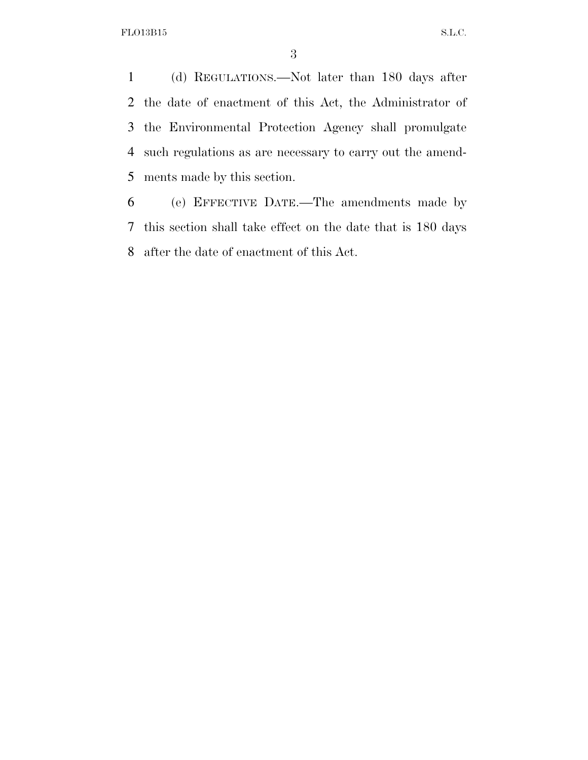(d) REGULATIONS.—Not later than 180 days after the date of enactment of this Act, the Administrator of the Environmental Protection Agency shall promulgate such regulations as are necessary to carry out the amendments made by this section.

(e) EFFECTIVE DATE.—The amendments made by this section shall take effect on the date that is 180 days after the date of enactment of this Act.